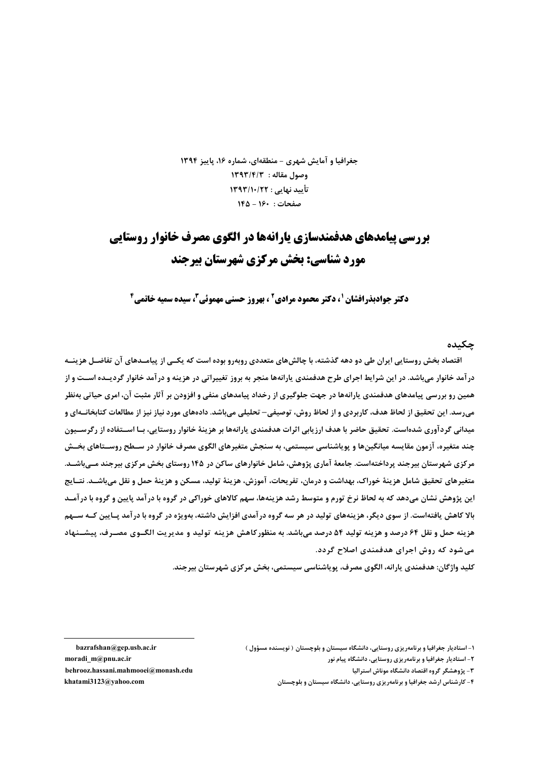جغرافیا و آمایش شهری - منطقه‌ای، شماره ۱۶، پاییز ۱۳۹۴

وصول مقاله : ۱۳۹۳/۴/۳

تأیید نهایی : ۱۳۹۳/۱۰/۲۲

صفحات : ۱۶۰ - ۱۴۵

# بررسی پیامدهای هدفمندسازی یارانه‌ها در الگوی مصرف خانوار روستایی مورد شناسی: بخش مرکزی شهرستان بیرجند

**دکتر جوادبذرافشان [۱]، دکتر محمود مرادی [۲]، بهروز حسنی مهموئی [۳]، سیده سمیه خاتمی [۴]**

## چکیده

اقتصاد بخش روستایی ایران طی دو دهه گذشته، با چالش‌های متعددی روبه‌رو بوده است که یکی از پیامدهای آن تفاضل هزینه درآمد خانوار می‌باشد. در این شرایط اجرای طرح هدفمندی یارانه‌ها منجر به بروز تغییراتی در هزینه و درآمد خانوار گردیده است و از همین رو بررسی پیامدهای هدفمندی یارانه‌ها در جهت جلوگیری از رخداد پیامدهای منفی و افزودن بر آثار مثبت آن، امری حیاتی به‌نظر می‌رسد. این تحقیق از لحاظ هدف، کاربردی و از لحاظ روش، توصیفی- تحلیلی می‌باشد. داده‌های مورد نیاز نیز از مطالعات کتابخانه‌ای و میدانی گردآوری شده‌است. تحقیق حاضر با هدف ارزیابی اثرات هدفمندی یارانه‌ها بر هزینهٔ خانوار روستایی، با استفاده از رگرسیون چند متغیره، آزمون مقایسه میانگین‌ها و پویاشناسی سیستمی، به سنجش متغیرهای الگوی مصرف خانوار در سطح روستاهای بخش مرکزی شهرستان بیرجند پرداخته‌است. جامعهٔ آماری پژوهش، شامل خانوارهای ساکن در ۱۴۵ روستای بخش مرکزی بیرجند می‌باشد. متغیرهای تحقیق شامل هزینهٔ خوراک، بهداشت و درمان، تفریحات، آموزش، هزینهٔ تولید، مسکن و هزینهٔ حمل و نقل می‌باشد. نتایج این پژوهش نشان می‌دهد که به لحاظ نرخ تورم و متوسط رشد هزینه‌ها، سهم کالاهای خوراکی در گروه با درآمد پایین و گروه با درآمد بالا کاهش یافته‌است. از سوی دیگر، هزینه‌های تولید در هر سه گروه درآمدی افزایش داشته، به‌ویژه در گروه با درآمد پایین که سهم هزینه حمل و نقل ۶۴ درصد و هزینه تولید ۵۴ درصد می‌باشد. به منظورکاهش هزینه تولید و مدیریت الگوی مصرف، پیشنهاد می‌شود که روش اجرای هدفمندی اصلاح گردد.

**کلید واژگان:** هدفمندی یارانه، الگوی مصرف، پویاشناسی سیستمی، بخش مرکزی شهرستان بیرجند.

---

۱- استادیار جغرافیا و برنامه‌ریزی روستایی، دانشگاه سیستان و بلوچستان (نویسنده مسؤول) bazrafshan@gep.usb.ac.ir

۲- استادیار جغرافیا و برنامه‌ریزی روستایی، دانشگاه پیام نور moradi_m@pnu.ac.ir

۳- پژوهشگر گروه اقتصاد دانشگاه موناش استرالیا behrooz.hassani.mahmooei@monash.edu

۴- کارشناس ارشد جغرافیا و برنامه‌ریزی روستایی، دانشگاه سیستان و بلوچستان khatami3123@yahoo.com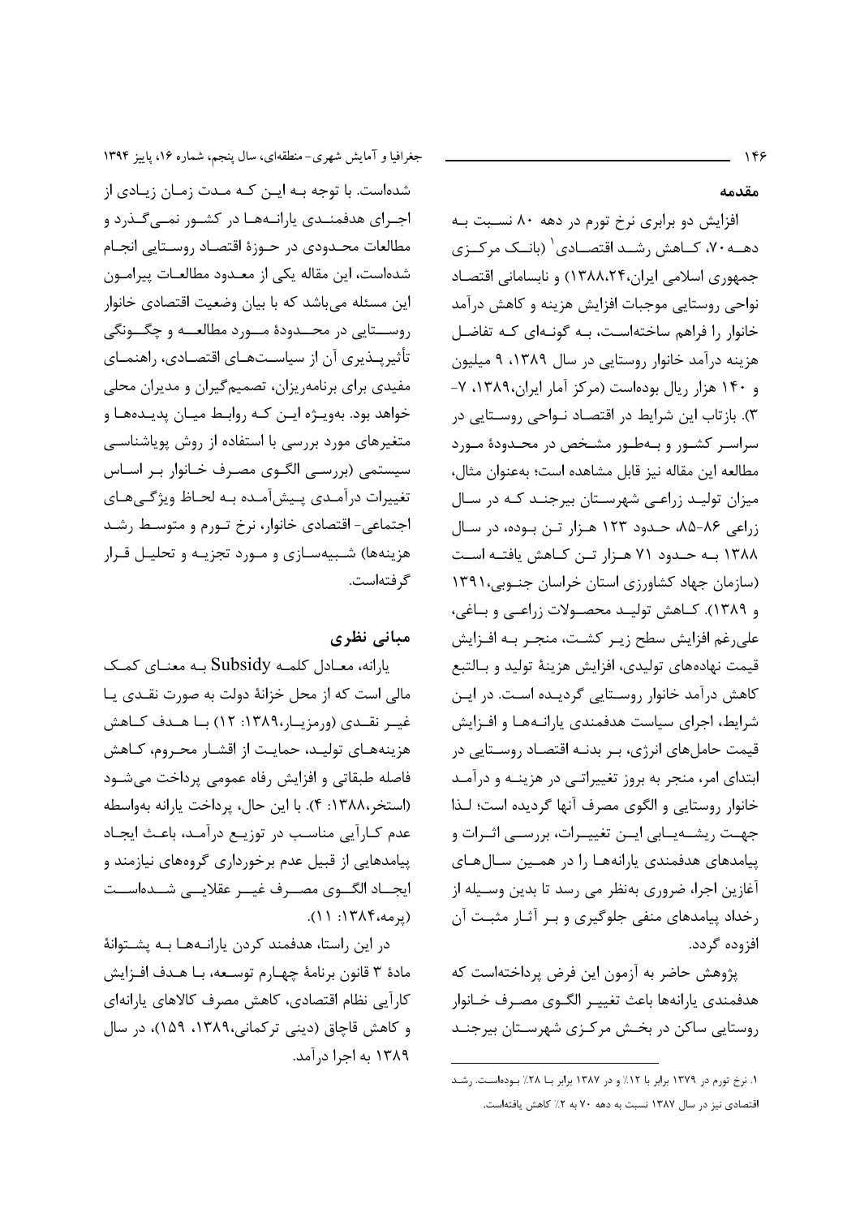## مقدمه

افزایش دو برابری نرخ تورم در دهه ۸۰ نسبت به دهه ۷۰، کاهش رشد اقتصادی[1] (بانک مرکزی جمهوری اسلامی ایران،۱۳۸۸،۲۴) و نابسامانی اقتصاد نواحی روستایی موجبات افزایش هزینه و کاهش درآمد خانوار را فراهم ساخته‌است، به گونه‌ای که تفاضل هزینه درآمد خانوار روستایی در سال ۱۳۸۹، ۹ میلیون و ۱۴۰ هزار ریال بوده‌است (مرکز آمار ایران،۱۳۸۹، ۷-۳). بازتاب این شرایط در اقتصاد نواحی روستایی در سراسر کشور و به‌طور مشخص در محدودهٔ مورد مطالعه این مقاله نیز قابل مشاهده است؛ به‌عنوان مثال، میزان تولید زراعی شهرستان بیرجند که در سال زراعی ۸۶-۸۵، حدود ۱۲۳ هزار تن بوده، در سال ۱۳۸۸ به حدود ۷۱ هزار تن کاهش یافته است (سازمان جهاد کشاورزی استان خراسان جنوبی،۱۳۹۱ و ۱۳۸۹). کاهش تولید محصولات زراعی و باغی، علی‌رغم افزایش سطح زیر کشت، منجر به افزایش قیمت نهاده‌های تولیدی، افزایش هزینهٔ تولید و بالتبع کاهش درآمد خانوار روستایی گردیده است. در این شرایط، اجرای سیاست هدفمندی یارانه‌ها و افزایش قیمت حامل‌های انرژی، بر بدنه اقتصاد روستایی در ابتدای امر، منجر به بروز تغییراتی در هزینه و درآمد خانوار روستایی و الگوی مصرف آنها گردیده است؛ لذا جهت ریشه‌یابی این تغییرات، بررسی اثرات و پیامدهای هدفمندی یارانه‌ها را در همین سال‌های آغازین اجرا، ضروری به‌نظر می رسد تا بدین وسیله از رخداد پیامدهای منفی جلوگیری و بر آثار مثبت آن افزوده گردد.

پژوهش حاضر به آزمون این فرض پرداخته‌است که هدفمندی یارانه‌ها باعث تغییر الگوی مصرف خانوار روستایی ساکن در بخش مرکزی شهرستان بیرجند شده‌است. با توجه به این که مدت زمان زیادی از اجرای هدفمندی یارانه‌ها در کشور نمی‌گذرد و مطالعات محدودی در حوزهٔ اقتصاد روستایی انجام شده‌است، این مقاله یکی از معدود مطالعات پیرامون این مسئله می‌باشد که با بیان وضعیت اقتصادی خانوار روستایی در محدودهٔ مورد مطالعه و چگونگی تأثیرپذیری آن از سیاست‌های اقتصادی، راهنمای مفیدی برای برنامه‌ریزان، تصمیم‌گیران و مدیران محلی خواهد بود. به‌ویژه این که روابط میان پدیده‌ها و متغیرهای مورد بررسی با استفاده از روش پویاشناسی سیستمی (بررسی الگوی مصرف خانوار بر اساس تغییرات درآمدی پیش‌آمده به لحاظ ویژگی‌های اجتماعی- اقتصادی خانوار، نرخ تورم و متوسط رشد هزینه‌ها) شبیه‌سازی و مورد تجزیه و تحلیل قرار گرفته‌است.

## مبانی نظری

یارانه، معادل کلمه Subsidy به معنای کمک مالی است که از محل خزانهٔ دولت به صورت نقدی یا غیر نقدی (ورمزیار،۱۳۸۹: ۱۲) با هدف کاهش هزینه‌های تولید، حمایت از اقشار محروم، کاهش فاصله طبقاتی و افزایش رفاه عمومی پرداخت می‌شود (استخر،۱۳۸۸: ۴). با این حال، پرداخت یارانه به‌واسطه عدم کارآیی مناسب در توزیع درآمد، باعث ایجاد پیامدهایی از قبیل عدم برخورداری گروه‌های نیازمند و ایجاد الگوی مصرف غیر عقلایی شده‌است (پرمه،۱۳۸۴: ۱۱).

در این راستا، هدفمند کردن یارانه‌ها به پشتوانهٔ مادهٔ ۳ قانون برنامهٔ چهارم توسعه، با هدف افزایش کارآیی نظام اقتصادی، کاهش مصرف کالاهای یارانه‌ای و کاهش قاچاق (دینی ترکمانی،۱۳۸۹، ۱۵۹)، در سال ۱۳۸۹ به اجرا درآمد.

---

[1] ۱. نرخ تورم در ۱۳۷۹ برابر با ۱۲٪ و در ۱۳۸۷ برابر با ۲۸٪ بوده‌است. رشد اقتصادی نیز در سال ۱۳۸۷ نسبت به دهه ۷۰ به ۲٪ کاهش یافته‌است.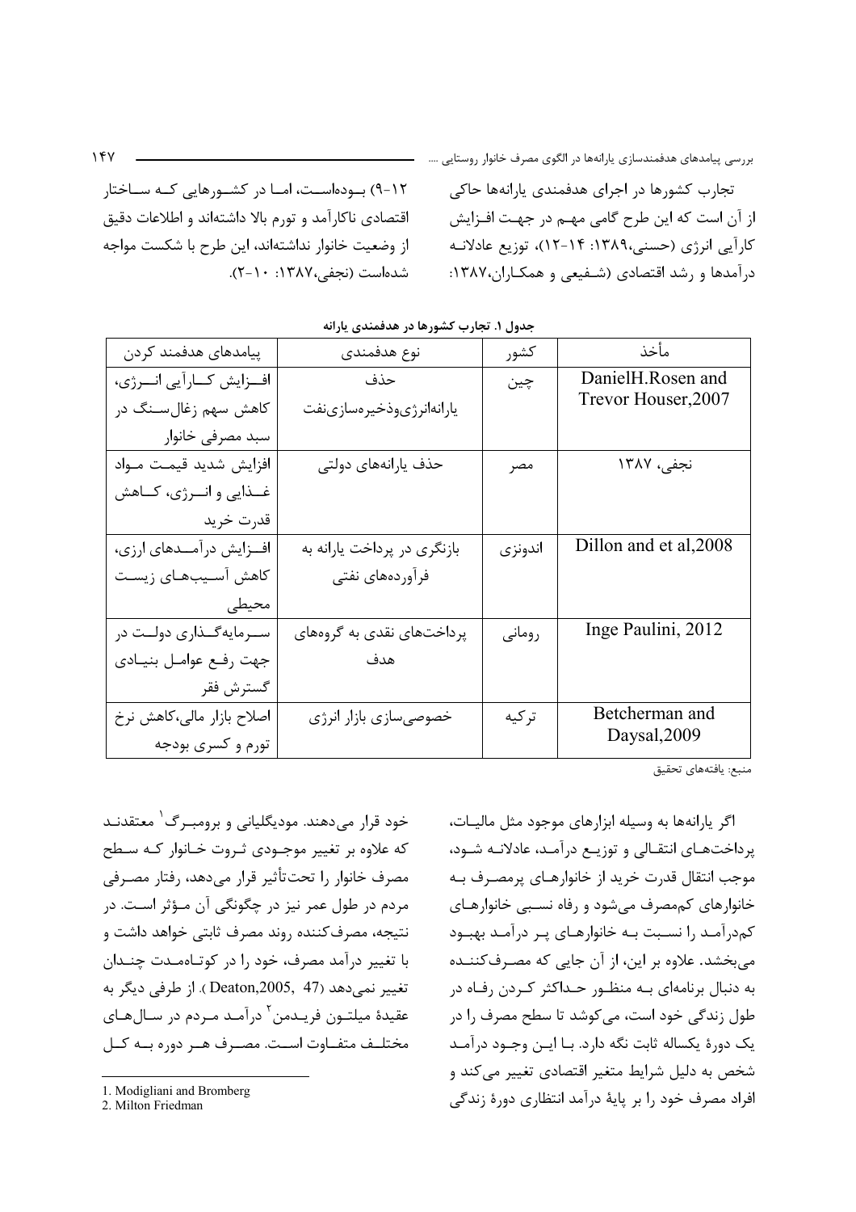تجارب کشورها در اجرای هدفمندی یارانه‌ها حاکی از آن است که این طرح گامی مهم در جهت افزایش کارآیی انرژی (حسنی،۱۳۸۹: ۱۴-۱۲)، توزیع عادلانه درآمدها و رشد اقتصادی (شفیعی و همکاران،۱۳۸۷: ۱۲-۹) بوده‌است، اما در کشورهایی که ساختار اقتصادی ناکارآمد و تورم بالا داشته‌اند و اطلاعات دقیق از وضعیت خانوار نداشته‌اند، این طرح با شکست مواجه شده‌است (نجفی،۱۳۸۷: ۱۰-۲).

**جدول ۱. تجارب کشورها در هدفمندی یارانه**

| پیامدهای هدفمند کردن | نوع هدفمندی | کشور | مأخذ |
|---|---|---|---|
| افزایش کارآیی انرژی، کاهش سهم زغال‌سنگ در سبد مصرفی خانوار | حذف یارانه‌انرژی‌وذخیره‌سازی‌نفت | چین | DanielH.Rosen and Trevor Houser,2007 |
| افزایش شدید قیمت مواد غذایی و انرژی، کاهش قدرت خرید | حذف یارانه‌های دولتی | مصر | نجفی، ۱۳۸۷ |
| افزایش درآمدهای ارزی، کاهش آسیب‌های زیست محیطی | بازنگری در پرداخت یارانه به فرآورده‌های نفتی | اندونزی | Dillon and et al,2008 |
| سرمایه‌گذاری دولت در جهت رفع عوامل بنیادی گسترش فقر | پرداخت‌های نقدی به گروه‌های هدف | رومانی | Inge Paulini, 2012 |
| اصلاح بازار مالی،کاهش نرخ تورم و کسری بودجه | خصوصی‌سازی بازار انرژی | ترکیه | Betcherman and Daysal,2009 |

منبع: یافته‌های تحقیق

اگر یارانه‌ها به وسیله ابزارهای موجود مثل مالیات، پرداخت‌های انتقالی و توزیع درآمد، عادلانه شود، موجب انتقال قدرت خرید از خانوارهای پرمصرف به خانوارهای کم‌مصرف می‌شود و رفاه نسبی خانوارهای کم‌درآمد را نسبت به خانوارهای پر درآمد بهبود می‌بخشد. علاوه بر این، از آن جایی که مصرف‌کننده به دنبال برنامه‌ای به منظور حداکثر کردن رفاه در طول زندگی خود است، می‌کوشد تا سطح مصرف را در یک دورهٔ یکساله ثابت نگه دارد. با این وجود درآمد شخص به دلیل شرایط متغیر اقتصادی تغییر می‌کند و افراد مصرف خود را بر پایهٔ درآمد انتظاری دورهٔ زندگی خود قرار می‌دهند. مودیگلیانی و برومبرگ[1] معتقدند که علاوه بر تغییر موجودی ثروت خانوار که سطح مصرف خانوار را تحت‌تأثیر قرار می‌دهد، رفتار مصرفی مردم در طول عمر نیز در چگونگی آن مؤثر است. در نتیجه، مصرف‌کننده روند مصرف ثابتی خواهد داشت و با تغییر درآمد مصرف، خود را در کوتاه‌مدت چندان تغییر نمی‌دهد (Deaton,2005, 47 ). از طرفی دیگر به عقیدهٔ میلتون فریدمن[2] درآمد مردم در سال‌های مختلف متفاوت است. مصرف هر دوره به کل

---

1. Modigliani and Bromberg
2. Milton Friedman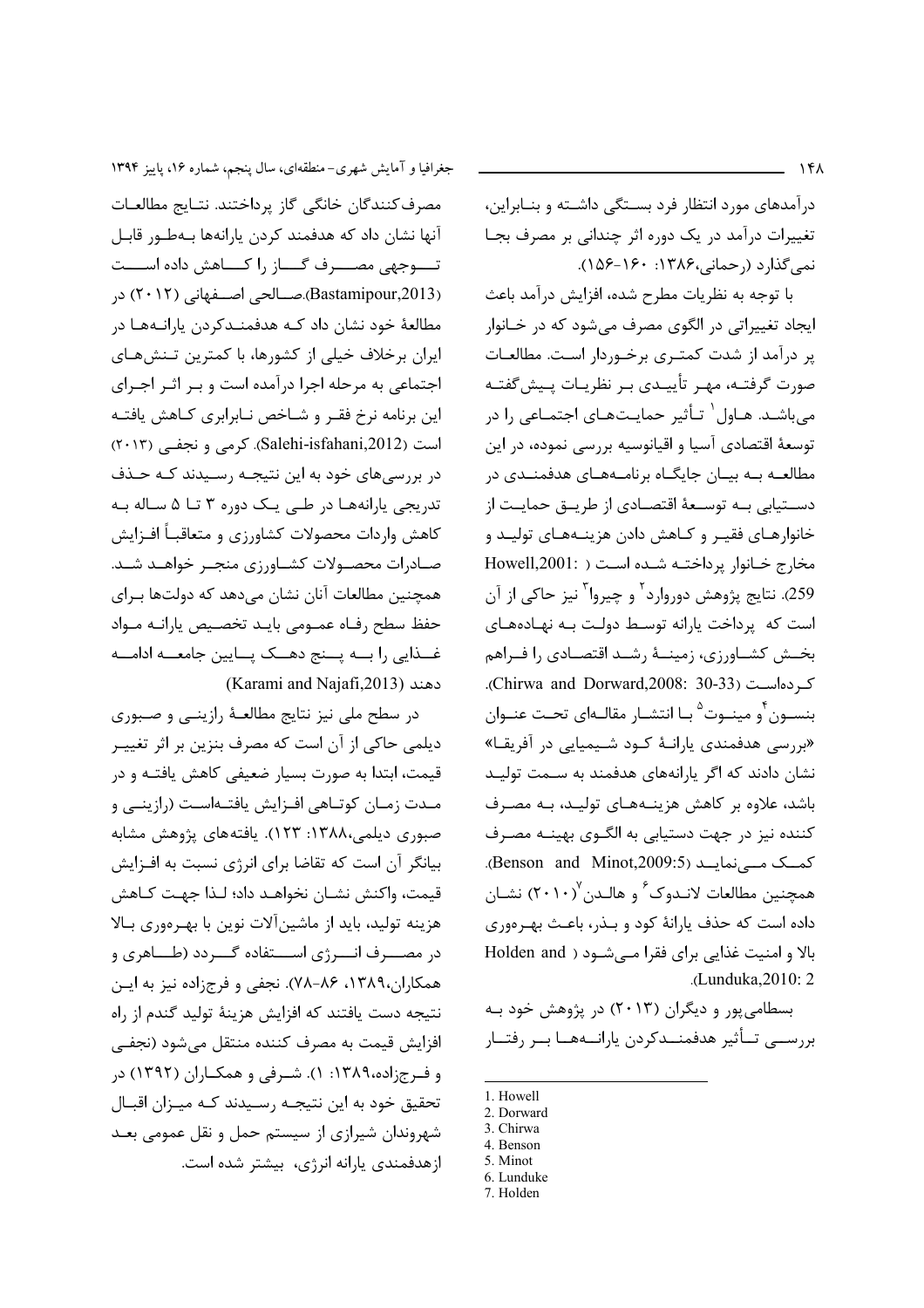درآمدهای مورد انتظار فرد بستگی داشته و بنابراین، تغییرات درآمد در یک دوره اثر چندانی بر مصرف بجا نمی‌گذارد (رحمانی،۱۳۸۶: ۱۶۰-۱۵۶).

با توجه به نظریات مطرح شده، افزایش درآمد باعث ایجاد تغییراتی در الگوی مصرف می‌شود که در خانوار پر درآمد از شدت کمتری برخوردار است. مطالعات صورت گرفته، مهر تأییدی بر نظریات پیش‌گفته می‌باشد. هاول[1] تأثیر حمایت‌های اجتماعی را در توسعهٔ اقتصادی آسیا و اقیانوسیه بررسی نموده، در این مطالعه به بیان جایگاه برنامه‌های هدفمندی در دستیابی به توسعهٔ اقتصادی از طریق حمایت از خانوارهای فقیر و کاهش دادن هزینه‌های تولید و مخارج خانوار پرداخته شده است (Howell,2001: 259). نتایج پژوهش دوروارد[2] و چیروا[3] نیز حاکی از آن است که پرداخت یارانه توسط دولت به نهاده‌های بخش کشاورزی، زمینهٔ رشد اقتصادی را فراهم کرده‌است (Chirwa and Dorward,2008: 30-33). بنسون[4] و مینوت[5] با انتشار مقاله‌ای تحت عنوان «بررسی هدفمندی یارانهٔ کود شیمیایی در آفریقا» نشان دادند که اگر یارانه‌های هدفمند به سمت تولید باشد، علاوه بر کاهش هزینه‌های تولید، به مصرف کننده نیز در جهت دستیابی به الگوی بهینه مصرف کمک می‌نماید (Benson and Minot,2009:5). همچنین مطالعات لاندوک[6] و هالدن[7](۲۰۱۰) نشان داده است که حذف یارانهٔ کود و بذر، باعث بهره‌وری بالا و امنیت غذایی برای فقرا می‌شود (Holden and Lunduka,2010: 2).

بسطامی‌پور و دیگران (۲۰۱۳) در پژوهش خود به بررسی تأثیر هدفمندکردن یارانه‌ها بر رفتار مصرف‌کنندگان خانگی گاز پرداختند. نتایج مطالعات آنها نشان داد که هدفمند کردن یارانه‌ها به‌طور قابل توجهی مصرف گاز را کاهش داده است (Bastamipour,2013).صالحی اصفهانی (۲۰۱۲) در مطالعهٔ خود نشان داد که هدفمندکردن یارانه‌ها در ایران برخلاف خیلی از کشورها، با کمترین تنش‌های اجتماعی به مرحله اجرا درآمده است و بر اثر اجرای این برنامه نرخ فقر و شاخص نابرابری کاهش یافته است (Salehi-isfahani,2012). کرمی و نجفی (۲۰۱۳) در بررسی‌های خود به این نتیجه رسیدند که حذف تدریجی یارانه‌ها در طی یک دوره ۳ تا ۵ ساله به کاهش واردات محصولات کشاورزی و متعاقباً افزایش صادرات محصولات کشاورزی منجر خواهد شد. همچنین مطالعات آنان نشان می‌دهد که دولت‌ها برای حفظ سطح رفاه عمومی باید تخصیص یارانه مواد غذایی را به پنج دهک پایین جامعه ادامه دهند (Karami and Najafi,2013)

در سطح ملی نیز نتایج مطالعهٔ رازینی و صبوری دیلمی حاکی از آن است که مصرف بنزین بر اثر تغییر قیمت، ابتدا به صورت بسیار ضعیفی کاهش یافته و در مدت زمان کوتاهی افزایش یافته‌است (رازینی و صبوری دیلمی،۱۳۸۸: ۱۲۳). یافته‌های پژوهش مشابه بیانگر آن است که تقاضا برای انرژی نسبت به افزایش قیمت، واکنش نشان نخواهد داد؛ لذا جهت کاهش هزینه تولید، باید از ماشین‌آلات نوین با بهره‌وری بالا در مصرف انرژی استفاده گردد (طاهری و همکاران،۱۳۸۹، ۸۶-۷۸). نجفی و فرجزاده نیز به این نتیجه دست یافتند که افزایش هزینهٔ تولید گندم از راه افزایش قیمت به مصرف کننده منتقل می‌شود (نجفی و فرجزاده،۱۳۸۹: ۱). شرفی و همکاران (۱۳۹۲) در تحقیق خود به این نتیجه رسیدند که میزان اقبال شهروندان شیرازی از سیستم حمل و نقل عمومی بعد ازهدفمندی یارانه انرژی، بیشتر شده است.

---

1. Howell
2. Dorward
3. Chirwa
4. Benson
5. Minot
6. Lunduke
7. Holden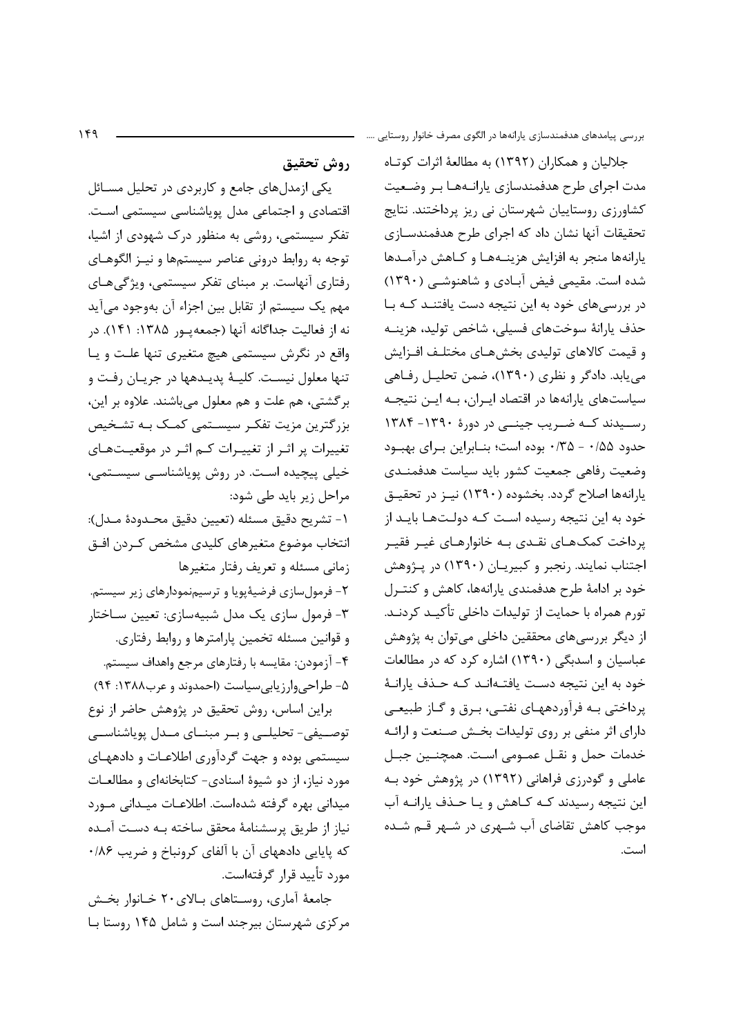جلالیان و همکاران (۱۳۹۲) به مطالعهٔ اثرات کوتاه مدت اجرای طرح هدفمندسازی یارانه‌ها بر وضعیت کشاورزی روستاییان شهرستان نی ریز پرداختند. نتایج تحقیقات آنها نشان داد که اجرای طرح هدفمندسازی یارانه‌ها منجر به افزایش هزینه‌ها و کاهش درآمدها شده است. مقیمی فیض آبادی و شاهنوشی (۱۳۹۰) در بررسی‌های خود به این نتیجه دست یافتند که با حذف یارانهٔ سوخت‌های فسیلی، شاخص تولید، هزینه و قیمت کالاهای تولیدی بخش‌های مختلف افزایش می‌یابد. دادگر و نظری (۱۳۹۰)، ضمن تحلیل رفاهی سیاست‌های یارانه‌ها در اقتصاد ایران، به این نتیجه رسیدند که ضریب جینی در دورهٔ ۱۳۹۰- ۱۳۸۴ حدود ۰/۵۵ - ۰/۳۵ بوده است؛ بنابراین برای بهبود وضعیت رفاهی جمعیت کشور باید سیاست هدفمندی یارانه‌ها اصلاح گردد. بخشوده (۱۳۹۰) نیز در تحقیق خود به این نتیجه رسیده است که دولت‌ها باید از پرداخت کمک‌های نقدی به خانوارهای غیر فقیر اجتناب نمایند. رنجبر و کبیریان (۱۳۹۰) در پژوهش خود بر ادامهٔ طرح هدفمندی یارانه‌ها، کاهش و کنترل تورم همراه با حمایت از تولیدات داخلی تأکید کردند. از دیگر بررسی‌های محققین داخلی می‌توان به پژوهش عباسیان و اسدبگی (۱۳۹۰) اشاره کرد که در مطالعات خود به این نتیجه دست یافته‌اند که حذف یارانهٔ پرداختی به فرآورده‌های نفتی، برق و گاز طبیعی دارای اثر منفی بر روی تولیدات بخش صنعت و ارائه خدمات حمل و نقل عمومی است. همچنین جبل عاملی و گودرزی فراهانی (۱۳۹۲) در پژوهش خود به این نتیجه رسیدند که کاهش و یا حذف یارانه آب موجب کاهش تقاضای آب شهری در شهر قم شده است.

## روش تحقیق

یکی ازمدل‌های جامع و کاربردی در تحلیل مسائل اقتصادی و اجتماعی مدل پویاشناسی سیستمی است. تفکر سیستمی، روشی به منظور درک شهودی از اشیا، توجه به روابط درونی عناصر سیستم‌ها و نیز الگوهای رفتاری آنهاست. بر مبنای تفکر سیستمی، ویژگی‌های مهم یک سیستم از تقابل بین اجزاء آن به‌وجود می‌آید نه از فعالیت جداگانه آنها (جمعه‌پور ۱۳۸۵: ۱۴۱). در واقع در نگرش سیستمی هیچ متغیری تنها علت و یا تنها معلول نیست. کلیهٔ پدیدهها در جریان رفت و برگشتی، هم علت و هم معلول می‌باشند. علاوه بر این، بزرگترین مزیت تفکر سیستمی کمک به تشخیص تغییرات پر اثر از تغییرات کم اثر در موقعیت‌های خیلی پیچیده است. در روش پویاشناسی سیستمی، مراحل زیر باید طی شود:

۱- تشریح دقیق مسئله (تعیین دقیق محدودهٔ مدل): انتخاب موضوع متغیرهای کلیدی مشخص کردن افق زمانی مسئله و تعریف رفتار متغیرها

۲- فرمول‌سازی فرضیهٔپویا و ترسیم‌نمودارهای زیر سیستم.

۳- فرمول سازی یک مدل شبیه‌سازی: تعیین ساختار و قوانین مسئله تخمین پارامترها و روابط رفتاری.

۴- آزمودن: مقایسه با رفتارهای مرجع واهداف سیستم.

۵- طراحی‌وارزیابی‌سیاست (احمدوند و عرب۱۳۸۸: ۹۴)

براین اساس، روش تحقیق در پژوهش حاضر از نوع توصیفی- تحلیلی و بر مبنای مدل پویاشناسی سیستمی بوده و جهت گردآوری اطلاعات و دادههای مورد نیاز، از دو شیوهٔ اسنادی- کتابخانهای و مطالعات میدانی بهره گرفته شده‌است. اطلاعات میدانی مورد نیاز از طریق پرسشنامهٔ محقق ساخته به دست آمده که پایایی دادههای آن با آلفای کرونباخ و ضریب ۰/۸۶ مورد تأیید قرار گرفته‌است.

جامعهٔ آماری، روستاهای بالای ۲۰ خانوار بخش مرکزی شهرستان بیرجند است و شامل ۱۴۵ روستا با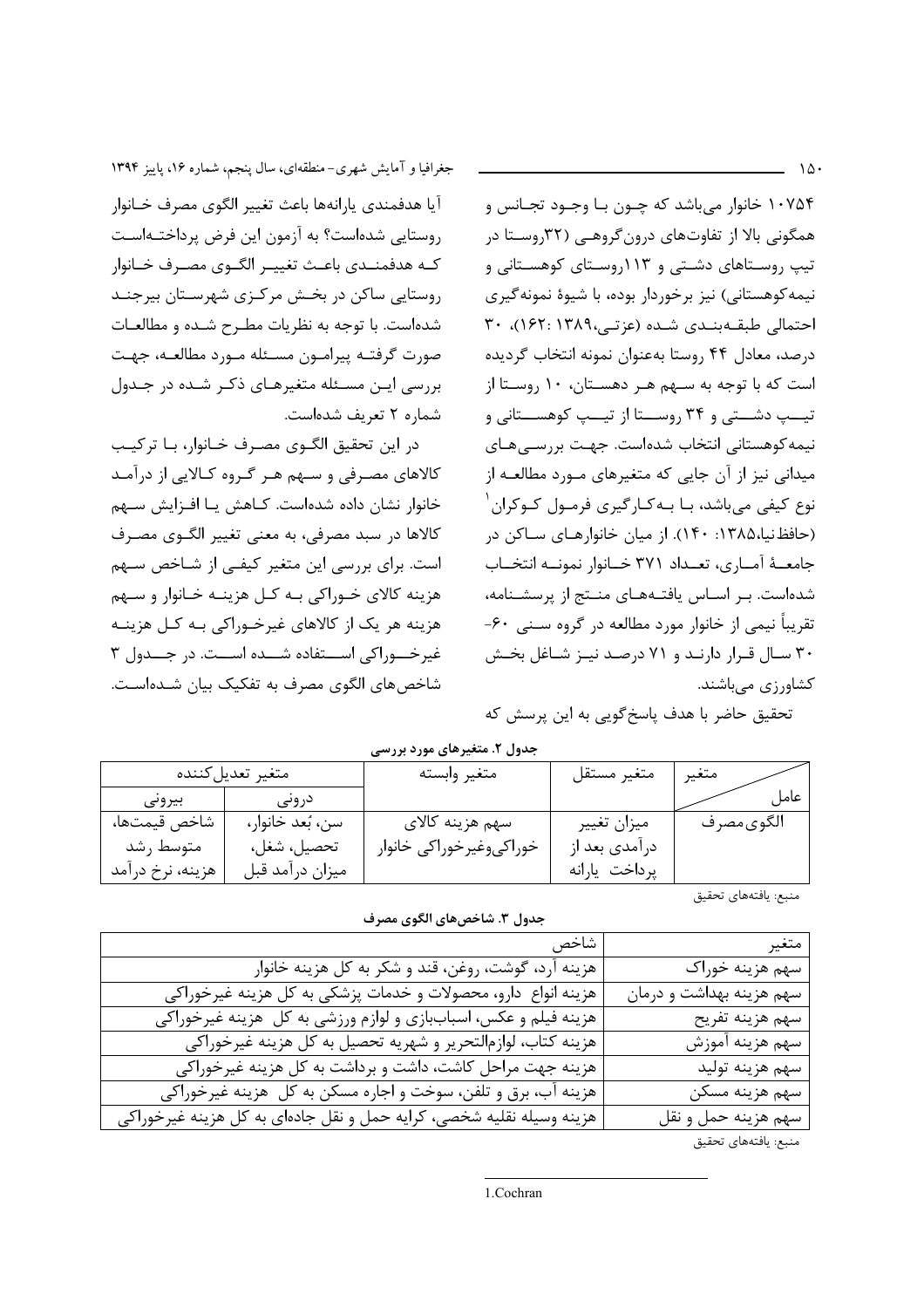۱۰۷۵۴ خانوار می‌باشد که چون با وجود تجانس و همگونی بالا از تفاوت‌های درون‌گروهی (۳۲روستا در تیپ روستاهای دشتی و ۱۱۳روستای کوهستانی و نیمه‌کوهستانی) نیز برخوردار بوده، با شیوهٔ نمونه‌گیری احتمالی طبقه‌بندی شده (عزتی،۱۳۸۹ :۱۶۲)، ۳۰ درصد، معادل ۴۴ روستا به‌عنوان نمونه انتخاب گردیده است که با توجه به سهم هر دهستان، ۱۰ روستا از تیپ دشتی و ۳۴ روستا از تیپ کوهستانی و نیمه‌کوهستانی انتخاب شده‌است. جهت بررسی‌های میدانی نیز از آن جایی که متغیرهای مورد مطالعه از نوع کیفی می‌باشد، با به‌کارگیری فرمول کوکران[1] (حافظ‌نیا،۱۳۸۵: ۱۴۰). از میان خانوارهای ساکن در جامعهٔ آماری، تعداد ۳۷۱ خانوار نمونه انتخاب شده‌است. بر اساس یافته‌های منتج از پرسشنامه، تقریباً نیمی از خانوار مورد مطالعه در گروه سنی ۶۰-۳۰ سال قرار دارند و ۷۱ درصد نیز شاغل بخش کشاورزی می‌باشند.

تحقیق حاضر با هدف پاسخ‌گویی به این پرسش که آیا هدفمندی یارانه‌ها باعث تغییر الگوی مصرف خانوار روستایی شده‌است؟ به آزمون این فرض پرداخته‌است که هدفمندی باعث تغییر الگوی مصرف خانوار روستایی ساکن در بخش مرکزی شهرستان بیرجند شده‌است. با توجه به نظریات مطرح شده و مطالعات صورت گرفته پیرامون مسئله مورد مطالعه، جهت بررسی این مسئله متغیرهای ذکر شده در جدول شماره ۲ تعریف شده‌است.

در این تحقیق الگوی مصرف خانوار، با ترکیب کالاهای مصرفی و سهم هر گروه کالایی از درآمد خانوار نشان داده شده‌است. کاهش یا افزایش سهم کالاها در سبد مصرفی، به معنی تغییر الگوی مصرف است. برای بررسی این متغیر کیفی از شاخص سهم هزینه کالای خوراکی به کل هزینه خانوار و سهم هزینه هر یک از کالاهای غیرخوراکی به کل هزینه غیرخوراکی استفاده شده است. در جدول ۳ شاخص‌های الگوی مصرف به تفکیک بیان شده‌است.

**جدول ۲. متغیرهای مورد بررسی**

| عامل / متغیر | متغیر مستقل | متغیر وابسته | متغیر تعدیل‌کننده | |
|---|---|---|---|---|
| | | | درونی | بیرونی |
| الگوی‌مصرف | میزان تغییر درآمدی بعد از پرداخت یارانه | سهم هزینه کالای خوراکی‌وغیرخوراکی خانوار | سن، بُعد خانوار، تحصیل، شغل، میزان درآمد قبل | شاخص قیمت‌ها، متوسط رشد هزینه، نرخ درآمد |

منبع: یافته‌های تحقیق

**جدول ۳. شاخص‌های الگوی مصرف**

| متغیر | شاخص |
|---|---|
| سهم هزینه خوراک | هزینه آرد، گوشت، روغن، قند و شکر به کل هزینه خانوار |
| سهم هزینه بهداشت و درمان | هزینه انواع دارو، محصولات و خدمات پزشکی به کل هزینه غیرخوراکی |
| سهم هزینه تفریح | هزینه فیلم و عکس، اسباب‌بازی و لوازم ورزشی به کل هزینه غیرخوراکی |
| سهم هزینه آموزش | هزینه کتاب، لوازم‌التحریر و شهریه تحصیل به کل هزینه غیرخوراکی |
| سهم هزینه تولید | هزینه جهت مراحل کاشت، داشت و برداشت به کل هزینه غیرخوراکی |
| سهم هزینه مسکن | هزینه آب، برق و تلفن، سوخت و اجاره مسکن به کل هزینه غیرخوراکی |
| سهم هزینه حمل و نقل | هزینه وسیله نقلیه شخصی، کرایه حمل و نقل جاده‌ای به کل هزینه غیرخوراکی |

منبع: یافته‌های تحقیق

1.Cochran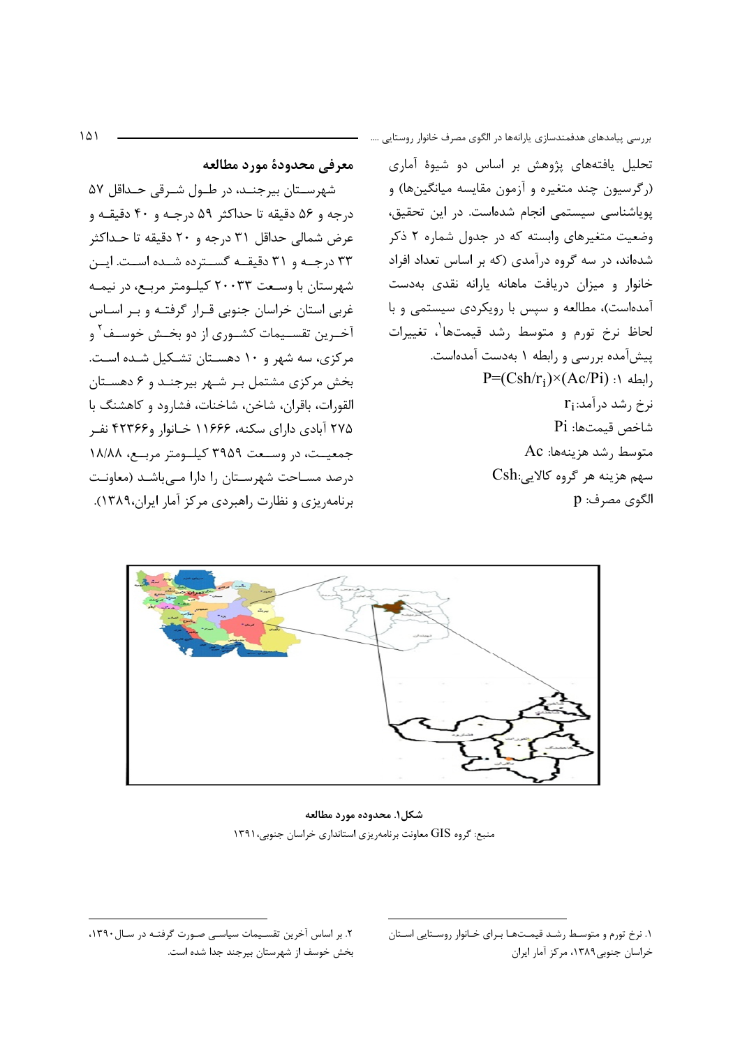تحلیل یافته‌های پژوهش بر اساس دو شیوهٔ آماری (رگرسیون چند متغیره و آزمون مقایسه میانگین‌ها) و پویاشناسی سیستمی انجام شده‌است. در این تحقیق، وضعیت متغیرهای وابسته که در جدول شماره ۲ ذکر شده‌اند، در سه گروه درآمدی (که بر اساس تعداد افراد خانوار و میزان دریافت ماهانه یارانه نقدی بدست آمده‌است)، مطالعه و سپس با رویکردی سیستمی و با لحاظ نرخ تورم و متوسط رشد قیمت‌ها[1]، تغییرات پیش‌آمده بررسی و رابطه ۱ به‌دست آمده‌است.

رابطه ۱: $P=(Csh/r_i)\times(Ac/Pi)$

نرخ رشد درآمد: $r_i$

شاخص قیمت‌ها: $Pi$

متوسط رشد هزینه‌ها: $Ac$

سهم هزینه هر گروه کالایی: $Csh$

الگوی مصرف: $p$

## معرفی محدودهٔ مورد مطالعه

شهرستان بیرجند، در طول شرقی حداقل ۵۷ درجه و ۵۶ دقیقه تا حداکثر ۵۹ درجه و ۴۰ دقیقه و عرض شمالی حداقل ۳۱ درجه و ۲۰ دقیقه تا حداکثر ۳۳ درجه و ۳۱ دقیقه گسترده شده است. این شهرستان با وسعت ۲۰۰۳۳ کیلومتر مربع، در نیمه غربی استان خراسان جنوبی قرار گرفته و بر اساس آخرین تقسیمات کشوری از دو بخش خوسف[2] و مرکزی، سه شهر و ۱۰ دهستان تشکیل شده است. بخش مرکزی مشتمل بر شهر بیرجند و ۶ دهستان القورات، باقران، شاخن، شاخنات، فشارود و کاهشنگ با ۲۷۵ آبادی دارای سکنه، ۱۱۶۶۶ خانوار و ۴۲۳۶۶ نفر جمعیت، در وسعت ۳۹۵۹ کیلومتر مربع، ۱۸/۸۸ درصد مساحت شهرستان را دارا می‌باشد (معاونت برنامه‌ریزی و نظارت راهبردی مرکز آمار ایران،۱۳۸۹).

**شکل۱. محدوده مورد مطالعه**

منبع: گروه GIS معاونت برنامه‌ریزی استانداری خراسان جنوبی،۱۳۹۱

---

۱. نرخ تورم و متوسط رشد قیمت‌ها برای خانوار روستایی استان خراسان جنوبی۱۳۸۹، مرکز آمار ایران

۲. بر اساس آخرین تقسیمات سیاسی صورت گرفته در سال ۱۳۹۰، بخش خوسف از شهرستان بیرجند جدا شده است.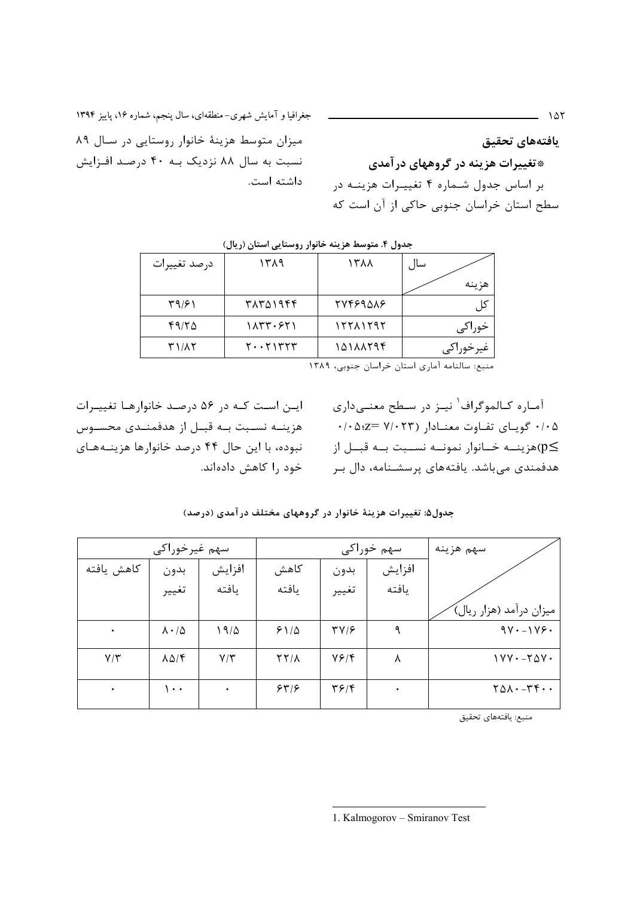## یافته‌های تحقیق

### *تغییرات هزینه در گروههای درآمدی

بر اساس جدول شماره ۴ تغییرات هزینه در سطح استان خراسان جنوبی حاکی از آن است که میزان متوسط هزینهٔ خانوار روستایی در سال ۸۹ نسبت به سال ۸۸ نزدیک به ۴۰ درصد افزایش داشته است.

**جدول ۴. متوسط هزینه خانوار روستایی استان (ریال)**

| هزینه / سال | ۱۳۸۸ | ۱۳۸۹ | درصد تغییرات |
|---|---|---|---|
| کل | ۲۷۴۶۹۵۸۶ | ۳۸۳۵۱۹۴۴ | ۳۹/۶۱ |
| خوراکی | ۱۲۲۸۱۲۹۲ | ۱۸۳۳۰۶۲۱ | ۴۹/۲۵ |
| غیرخوراکی | ۱۵۱۸۸۲۹۴ | ۲۰۰۲۱۳۲۳ | ۳۱/۸۲ |

منبع: سالنامه آماری استان خراسان جنوبی، ۱۳۸۹

آماره کالموگراف[1] نیز در سطح معنی‌داری ۰/۰۵ گویای تفاوت معنادار ($z= 7/023$؛$p\leq 0/05$)هزینه خانوار نمونه نسبت به قبل از هدفمندی می‌باشد. یافته‌های پرسشنامه، دال بر این است که در ۵۶ درصد خانوارها تغییرات هزینه نسبت به قبل از هدفمندی محسوس نبوده، با این حال ۴۴ درصد خانوارها هزینه‌های خود را کاهش داده‌اند.

**جدول۵: تغییرات هزینهٔ خانوار در گروههای مختلف درآمدی (درصد)**

| میزان درآمد (هزار ریال) / سهم هزینه | سهم خوراکی | | | سهم غیرخوراکی | | |
|---|---|---|---|---|---|---|
| | افزایش یافته | بدون تغییر | کاهش یافته | افزایش یافته | بدون تغییر | کاهش یافته |
| ۹۷۰-۱۷۶۰ | ۹ | ۳۷/۶ | ۶۱/۵ | ۱۹/۵ | ۸۰/۵ | ۰ |
| ۱۷۷۰-۲۵۷۰ | ۸ | ۷۶/۴ | ۲۲/۸ | ۷/۳ | ۸۵/۴ | ۷/۳ |
| ۲۵۸۰-۳۴۰۰ | ۰ | ۳۶/۴ | ۶۳/۶ | ۰ | ۱۰۰ | ۰ |

منبع: یافته‌های تحقیق

---

1. Kalmogorov – Smiranov Test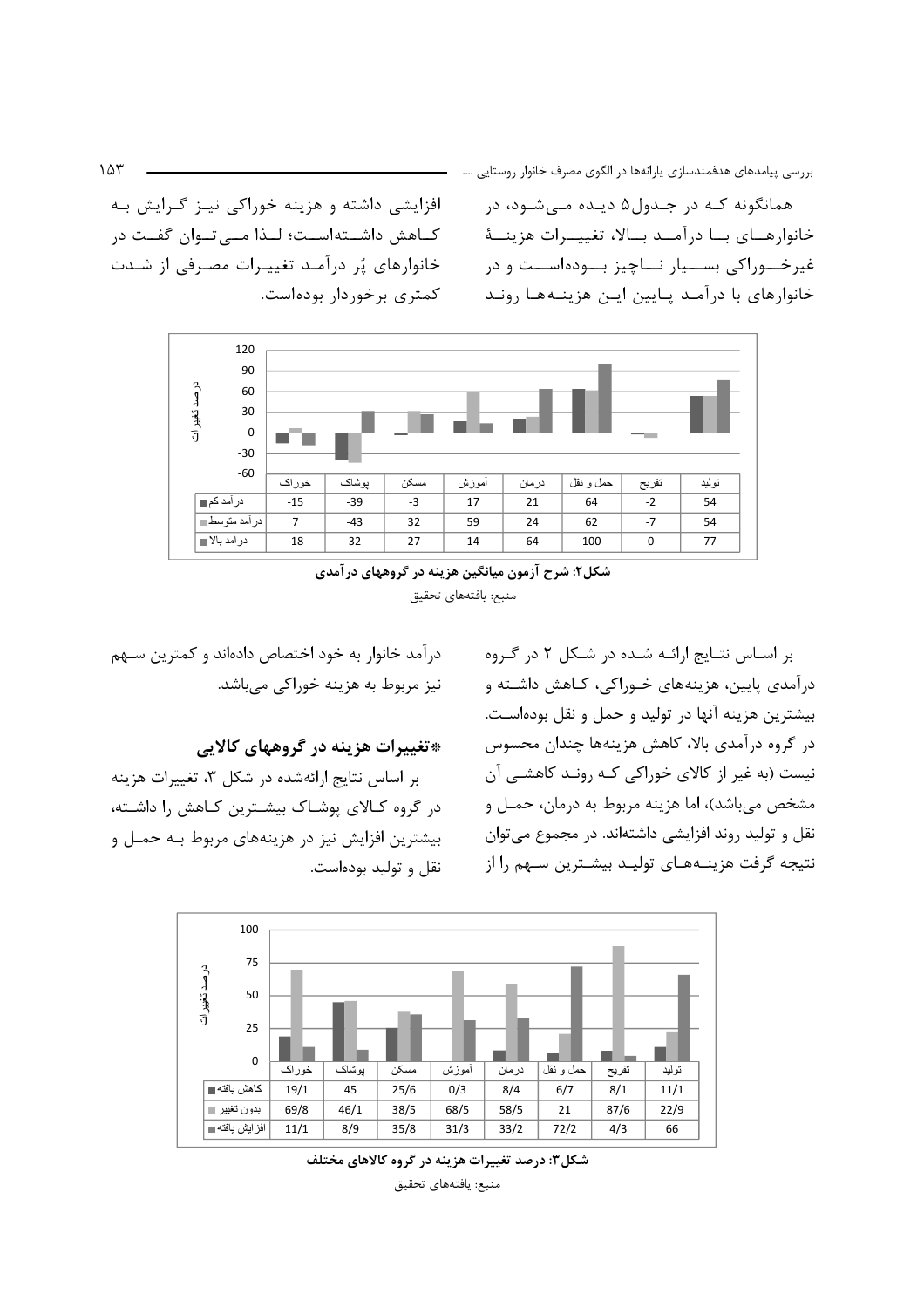همانگونه که در جدول۵ دیده می‌شود، در خانوارهای با درآمد بالا، تغییرات هزینهٔ غیرخوراکی بسیار ناچیز بوده‌است و در خانوارهای با درآمد پایین این هزینه‌ها روند افزایشی داشته و هزینه خوراکی نیز گرایش به کاهش داشته‌است؛ لذا می‌توان گفت در خانوارهای پُر درآمد تغییرات مصرفی از شدت کمتری برخوردار بوده‌است.

| | خوراک | پوشاک | مسکن | آموزش | درمان | حمل و نقل | تفریح | تولید |
|---|---|---|---|---|---|---|---|---|
| درآمد کم | -15 | -39 | -3 | 17 | 21 | 64 | -2 | 54 |
| درآمد متوسط | 7 | -43 | 32 | 59 | 24 | 62 | -7 | 54 |
| درآمد بالا | -18 | 32 | 27 | 14 | 64 | 100 | 0 | 77 |

**شکل۲: شرح آزمون میانگین هزینه در گروههای درآمدی**

منبع: یافته‌های تحقیق

بر اساس نتایج ارائه شده در شکل ۲ در گروه درآمدی پایین، هزینه‌های خوراکی، کاهش داشته و بیشترین هزینه آنها در تولید و حمل و نقل بوده‌است. در گروه درآمدی بالا، کاهش هزینه‌ها چندان محسوس نیست (به غیر از کالای خوراکی که روند کاهشی آن مشخص می‌باشد)، اما هزینه مربوط به درمان، حمل و نقل و تولید روند افزایشی داشته‌اند. در مجموع می‌توان نتیجه گرفت هزینه‌های تولید بیشترین سهم را از درآمد خانوار به خود اختصاص داده‌اند و کمترین سهم نیز مربوط به هزینه خوراکی می‌باشد.

### *تغییرات هزینه در گروههای کالایی

بر اساس نتایج ارائه‌شده در شکل ۳، تغییرات هزینه در گروه کالای پوشاک بیشترین کاهش را داشته، بیشترین افزایش نیز در هزینه‌های مربوط به حمل و نقل و تولید بوده‌است.

| | خوراک | پوشاک | مسکن | آموزش | درمان | حمل و نقل | تفریح | تولید |
|---|---|---|---|---|---|---|---|---|
| کاهش یافته | 19/1 | 45 | 25/6 | 0/3 | 8/4 | 6/7 | 8/1 | 11/1 |
| بدون تغییر | 69/8 | 46/1 | 38/5 | 68/5 | 58/5 | 21 | 87/6 | 22/9 |
| افزایش یافته | 11/1 | 8/9 | 35/8 | 31/3 | 33/2 | 72/2 | 4/3 | 66 |

**شکل۳: درصد تغییرات هزینه در گروه کالاهای مختلف**

منبع: یافته‌های تحقیق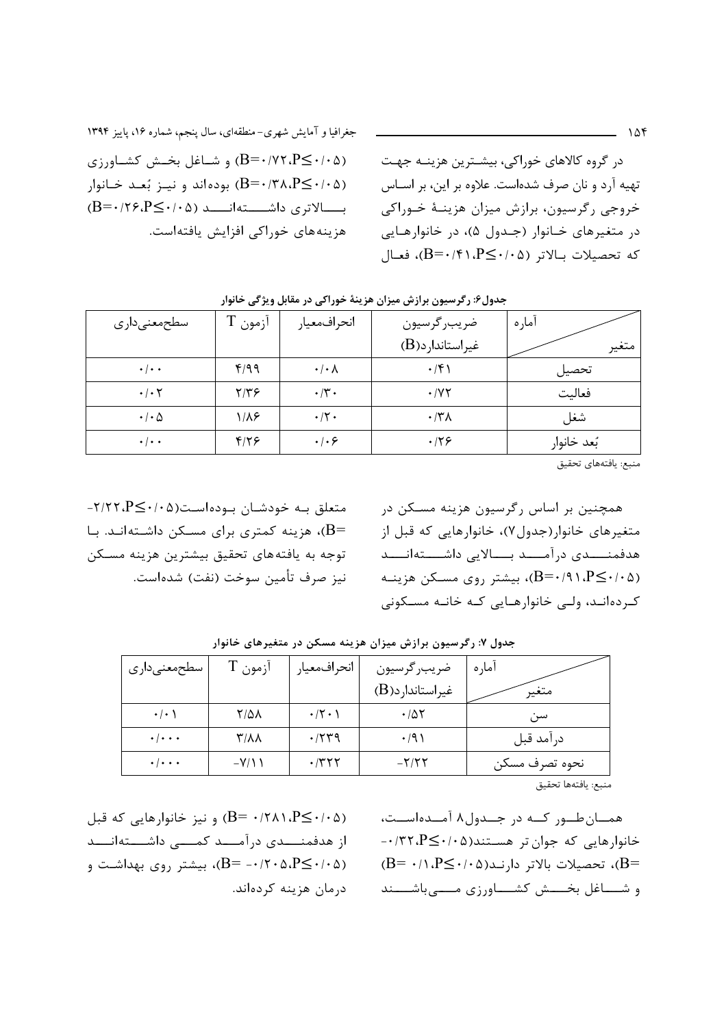در گروه کالاهای خوراکی، بیشترین هزینه جهت تهیه آرد و نان صرف شده‌است. علاوه بر این، بر اساس خروجی رگرسیون، برازش میزان هزینهٔ خوراکی در متغیرهای خانوار (جدول ۵)، در خانوارهایی که تحصیلات بالاتر ($B=0/41، P\leq 0/05$)، فعال ($B=0/72، P\leq 0/05$) و شاغل بخش کشاورزی ($B=0/38، P\leq 0/05$) بوده‌اند و نیز بُعد خانوار بالاتری داشته‌اند ($B=0/26، P\leq 0/05$) هزینه‌های خوراکی افزایش یافته‌است.

**جدول۶: رگرسیون برازش میزان هزینهٔ خوراکی در مقابل ویژگی خانوار**

| متغیر / آماره | ضریب‌رگرسیون غیراستاندارد(B) | انحراف‌معیار | آزمون T | سطح‌معنی‌داری |
|---|---|---|---|---|
| تحصیل | ۰/۴۱ | ۰/۰۸ | ۴/۹۹ | ۰/۰۰ |
| فعالیت | ۰/۷۲ | ۰/۳۰ | ۲/۳۶ | ۰/۰۲ |
| شغل | ۰/۳۸ | ۰/۲۰ | ۱/۸۶ | ۰/۰۵ |
| بُعد خانوار | ۰/۲۶ | ۰/۰۶ | ۴/۲۶ | ۰/۰۰ |

منبع: یافته‌های تحقیق

همچنین بر اساس رگرسیون هزینه مسکن در متغیرهای خانوار(جدول۷)، خانوارهایی که قبل از هدفمندی درآمد بالایی داشته‌اند ($B=0/91، P\leq 0/05$)، بیشتر روی مسکن هزینه کرده‌اند، ولی خانوارهایی که خانه مسکونی متعلق به خودشان بوده‌است($B=-2/22، P\leq 0/05$)، هزینه کمتری برای مسکن داشته‌اند. با توجه به یافته‌های تحقیق بیشترین هزینه مسکن نیز صرف تأمین سوخت (نفت) شده‌است.

**جدول ۷: رگرسیون برازش میزان هزینه مسکن در متغیرهای خانوار**

| متغیر / آماره | ضریب‌رگرسیون غیراستاندارد(B) | انحراف‌معیار | آزمون T | سطح‌معنی‌داری |
|---|---|---|---|---|
| سن | ۰/۵۲ | ۰/۲۰۱ | ۲/۵۸ | ۰/۰۱ |
| درآمد قبل | ۰/۹۱ | ۰/۲۳۹ | ۳/۸۸ | ۰/۰۰۰ |
| نحوه تصرف مسکن | -۲/۲۲ | ۰/۳۲۲ | -۷/۱۱ | ۰/۰۰۰ |

منبع: یافته‌ها تحقیق

همان‌طور که در جدول۸ آمده‌است، خانوارهایی که جوان‌تر هستند($B=-0/32، P\leq 0/05$)، تحصیلات بالاتر دارند($B=0/1، P\leq 0/05$) و شاغل بخش کشاورزی می‌باشند ($B=0/281، P\leq 0/05$) و نیز خانوارهایی که قبل از هدفمندی درآمد کمی داشته‌اند ($B=-0/205، P\leq 0/05$)، بیشتر روی بهداشت و درمان هزینه کرده‌اند.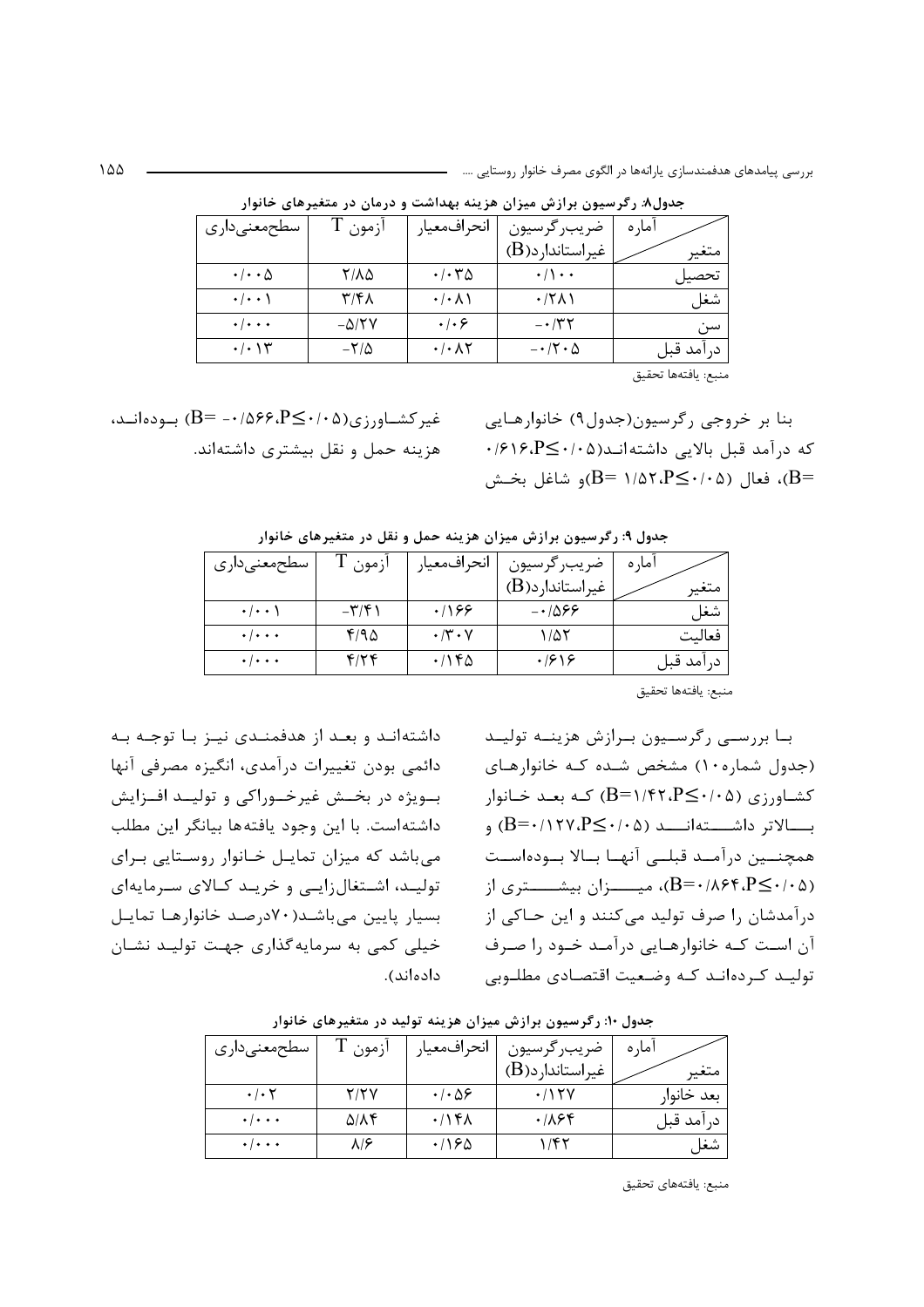**جدول۸: رگرسیون برازش میزان هزینه بهداشت و درمان در متغیرهای خانوار**

| متغیر / آماره | ضریب‌رگرسیون غیراستاندارد(B) | انحراف‌معیار | آزمون T | سطح‌معنی‌داری |
|---|---|---|---|---|
| تحصیل | ۰/۱۰۰ | ۰/۰۳۵ | ۲/۸۵ | ۰/۰۰۵ |
| شغل | ۰/۲۸۱ | ۰/۰۸۱ | ۳/۴۸ | ۰/۰۰۱ |
| سن | -۰/۳۲ | ۰/۰۶ | -۵/۲۷ | ۰/۰۰۰ |
| درآمد قبل | -۰/۲۰۵ | ۰/۰۸۲ | -۲/۵ | ۰/۰۱۳ |

منبع: یافته‌ها تحقیق

بنا بر خروجی رگرسیون(جدول۹) خانوارهایی که درآمد قبل بالایی داشته‌اند(P≤۰/۰۵، B= ۰/۶۱۶)، فعال (P≤۰/۰۵، B= ۱/۵۲)و شاغل بخش غیرکشاورزی(P≤۰/۰۵، B= -۰/۵۶۶) بوده‌اند، هزینه حمل و نقل بیشتری داشته‌اند.

**جدول ۹: رگرسیون برازش میزان هزینه حمل و نقل در متغیرهای خانوار**

| متغیر / آماره | ضریب‌رگرسیون غیراستاندارد(B) | انحراف‌معیار | آزمون T | سطح‌معنی‌داری |
|---|---|---|---|---|
| شغل | -۰/۵۶۶ | ۰/۱۶۶ | -۳/۴۱ | ۰/۰۰۱ |
| فعالیت | ۱/۵۲ | ۰/۳۰۷ | ۴/۹۵ | ۰/۰۰۰ |
| درآمد قبل | ۰/۶۱۶ | ۰/۱۴۵ | ۴/۲۴ | ۰/۰۰۰ |

منبع: یافته‌ها تحقیق

با بررسی رگرسیون برازش هزینه تولید (جدول شماره۱۰) مشخص شده که خانوارهای کشاورزی (P≤۰/۰۵، B=۱/۴۲) که بعد خانوار بالاتر داشته‌اند (P≤۰/۰۵، B=۰/۱۲۷) و همچنین درآمد قبلی آنها بالا بوده‌است (P≤۰/۰۵، B=۰/۸۶۴)، میزان بیشتری از درآمدشان را صرف تولید می‌کنند و این حاکی از آن است که خانوارهایی درآمد خود را صرف تولید کرده‌اند که وضعیت اقتصادی مطلوبی داشته‌اند و بعد از هدفمندی نیز با توجه به دائمی بودن تغییرات درآمدی، انگیزه مصرفی آنها بویژه در بخش غیرخوراکی و تولید افزایش داشته‌است. با این وجود یافته‌ها بیانگر این مطلب می‌باشد که میزان تمایل خانوار روستایی برای تولید، اشتغال‌زایی و خرید کالای سرمایه‌ای بسیار پایین می‌باشد(۷۰درصد خانوارها تمایل خیلی کمی به سرمایه‌گذاری جهت تولید نشان داده‌اند).

**جدول ۱۰: رگرسیون برازش میزان هزینه تولید در متغیرهای خانوار**

| متغیر / آماره | ضریب‌رگرسیون غیراستاندارد(B) | انحراف‌معیار | آزمون T | سطح‌معنی‌داری |
|---|---|---|---|---|
| بعد خانوار | ۰/۱۲۷ | ۰/۰۵۶ | ۲/۲۷ | ۰/۰۲ |
| درآمد قبل | ۰/۸۶۴ | ۰/۱۴۸ | ۵/۸۴ | ۰/۰۰۰ |
| شغل | ۱/۴۲ | ۰/۱۶۵ | ۸/۶ | ۰/۰۰۰ |

منبع: یافته‌های تحقیق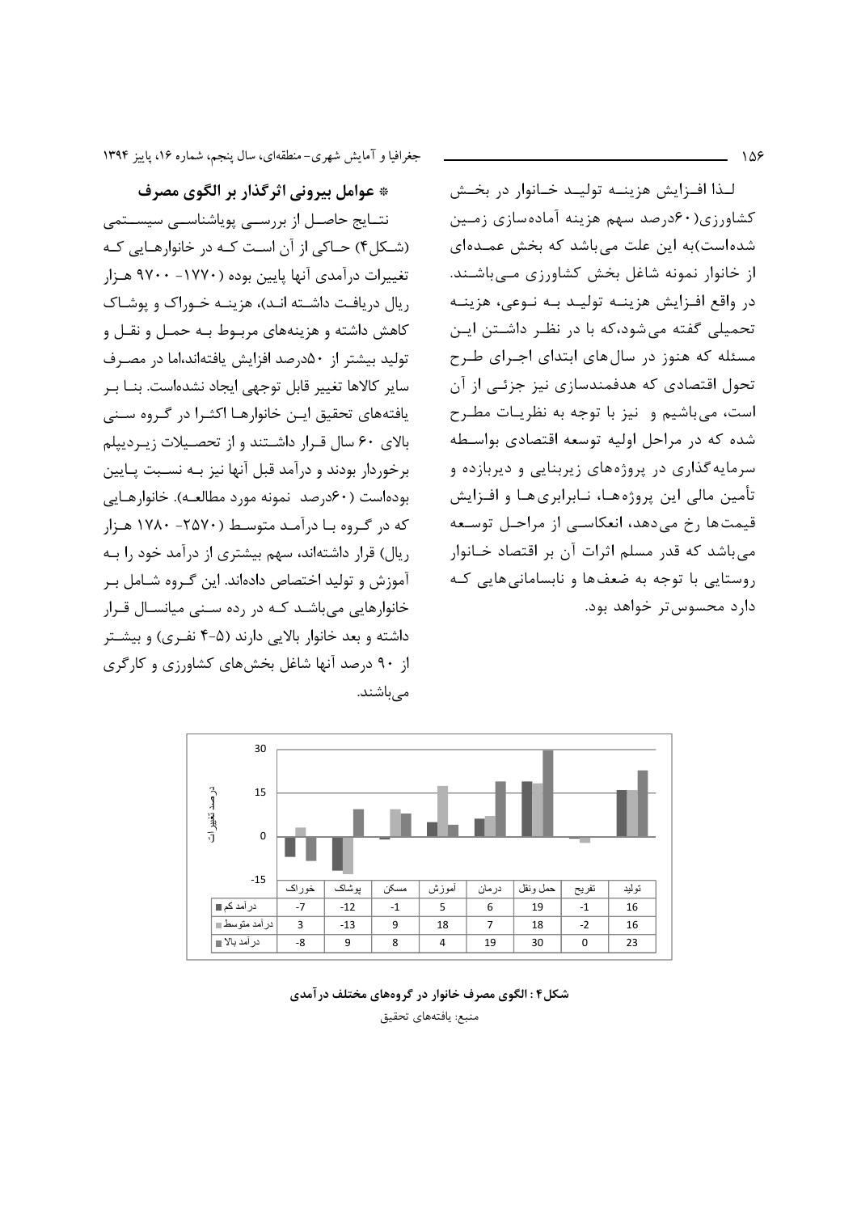لـذا افـزایش هزینـه تولیـد خـانوار در بخـش کشاورزی(۶۰درصد سهم هزینه آماده‌سازی زمـین شده‌است)به این علت می‌باشد که بخش عمـده‌ای از خانوار نمونه شاغل بخش کشاورزی مـی‌باشـند. در واقع افـزایش هزینـه تولیـد بـه نـوعی، هزینـه تحمیلی گفته می‌شود،که با در نظـر داشـتن ایـن مسئله که هنوز در سال‌های ابتدای اجـرای طـرح تحول اقتصادی که هدفمندسازی نیز جزئـی از آن است، می‌باشیم و نیز با توجه به نظریـات مطـرح شده که در مراحل اولیه توسعه اقتصادی بواسـطه سرمایه‌گذاری در پروژه‌های زیربنایی و دیربازده و تأمین مالی این پروژه‌هـا، نـابرابری‌هـا و افـزایش قیمت‌ها رخ می‌دهد، انعکاسـی از مراحـل توسـعه می‌باشد که قدر مسلم اثرات آن بر اقتصاد خـانوار روستایی با توجه به ضعف‌ها و نابسامانی‌هایی کـه دارد محسوس‌تر خواهد بود.

**\* عوامل بیرونی اثرگذار بر الگوی مصرف**

نتـایج حاصـل از بررسـی پویاشناسـی سیسـتمی (شـکل۴) حـاکی از آن اسـت کـه در خانوارهـایی کـه تغییرات درآمدی آنها پایین بوده (۱۷۷۰- ۹۷۰۰ هـزار ریال دریافـت داشـته انـد)، هزینـه خـوراک و پوشـاک کاهش داشته و هزینه‌های مربـوط بـه حمـل و نقـل و تولید بیشتر از ۵۰درصد افزایش یافته‌اند،اما در مصـرف سایر کالاها تغییر قابل توجهی ایجاد نشده‌است. بنـا بـر یافته‌های تحقیق ایـن خانوارهـا اکثـرا در گـروه سـنی بالای ۶۰ سال قـرار داشـتند و از تحصـیلات زیـردیپلم برخوردار بودند و درآمد قبل آنها نیز بـه نسـبت پـایین بوده‌است (۶۰درصد نمونه مورد مطالعـه). خانوارهـایی که در گـروه بـا درآمـد متوسـط (۲۵۷۰- ۱۷۸۰ هـزار ریال) قرار داشته‌اند، سهم بیشتری از درآمد خود را بـه آموزش و تولید اختصاص داده‌اند. این گـروه شـامل بـر خانوارهایی می‌باشـد کـه در رده سـنی میانسـال قـرار داشته و بعد خانوار بالایی دارند (۵-۴ نفـری) و بیشـتر از ۹۰ درصد آنها شاغل بخش‌های کشاورزی و کارگری می‌باشند.

| | خوراک | پوشاک | مسکن | آموزش | درمان | حمل ونقل | تفریح | تولید |
|---|---|---|---|---|---|---|---|---|
| درآمد کم | -7 | -12 | -1 | 5 | 6 | 19 | -1 | 16 |
| درآمد متوسط | 3 | -13 | 9 | 18 | 7 | 18 | -2 | 16 |
| درآمد بالا | -8 | 9 | 8 | 4 | 19 | 30 | 0 | 23 |

**شکل۴ : الگوی مصرف خانوار در گروه‌های مختلف درآمدی**

منبع: یافته‌های تحقیق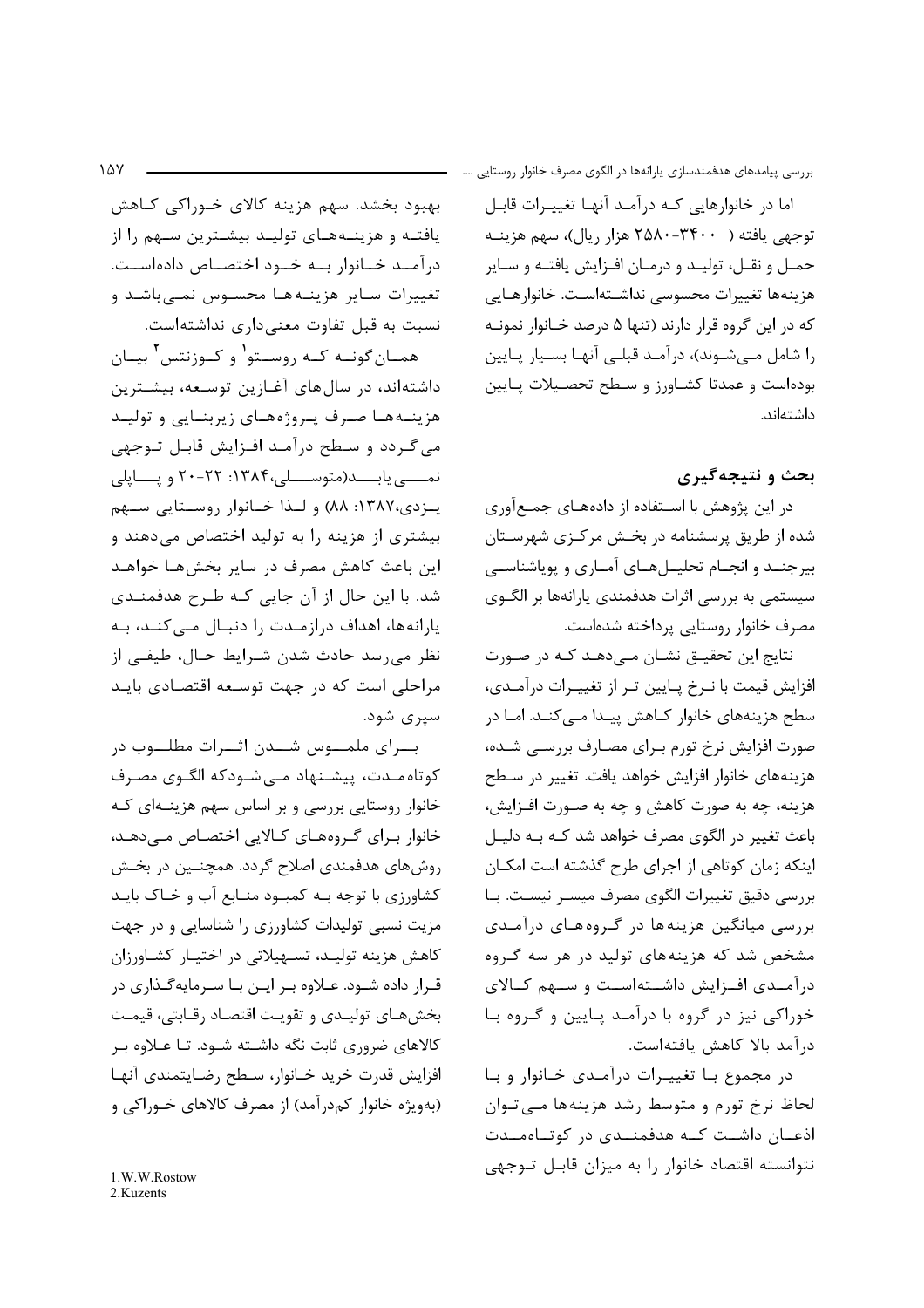اما در خانوارهایی که درآمد آنها تغییرات قابل توجهی یافته ( ۳۴۰۰-۲۵۸۰ هزار ریال)، سهم هزینه حمل و نقل، تولید و درمان افزایش یافته و سایر هزینه‌ها تغییرات محسوسی نداشته‌است. خانوارهایی که در این گروه قرار دارند (تنها ۵ درصد خانوار نمونه را شامل می‌شوند)، درآمد قبلی آنها بسیار پایین بوده‌است و عمدتا کشاورز و سطح تحصیلات پایین داشته‌اند.

## بحث و نتیجه‌گیری

در این پژوهش با استفاده از داده‌های جمع‌آوری شده از طریق پرسشنامه در بخش مرکزی شهرستان بیرجند و انجام تحلیل‌های آماری و پویاشناسی سیستمی به بررسی اثرات هدفمندی یارانه‌ها بر الگوی مصرف خانوار روستایی پرداخته شده‌است.

نتایج این تحقیق نشان می‌دهد که در صورت افزایش قیمت با نرخ پایین تر از تغییرات درآمدی، سطح هزینه‌های خانوار کاهش پیدا می‌کند. اما در صورت افزایش نرخ تورم برای مصارف بررسی شده، هزینه‌های خانوار افزایش خواهد یافت. تغییر در سطح هزینه، چه به صورت کاهش و چه به صورت افزایش، باعث تغییر در الگوی مصرف خواهد شد که به دلیل اینکه زمان کوتاهی از اجرای طرح گذشته است امکان بررسی دقیق تغییرات الگوی مصرف میسر نیست. با بررسی میانگین هزینه‌ها در گروه‌های درآمدی مشخص شد که هزینه‌های تولید در هر سه گروه درآمدی افزایش داشته‌است و سهم کالای خوراکی نیز در گروه با درآمد پایین و گروه با درآمد بالا کاهش یافته‌است.

در مجموع با تغییرات درآمدی خانوار و با لحاظ نرخ تورم و متوسط رشد هزینه‌ها می‌توان اذعان داشت که هدفمندی در کوتاه‌مدت نتوانسته اقتصاد خانوار را به میزان قابل توجهی بهبود بخشد. سهم هزینه کالای خوراکی کاهش یافته و هزینه‌های تولید بیشترین سهم را از درآمد خانوار به خود اختصاص داده‌است. تغییرات سایر هزینه‌ها محسوس نمی‌باشد و نسبت به قبل تفاوت معنی‌داری نداشته‌است.

همان‌گونه که روستو[1] و کوزنتس[2] بیان داشته‌اند، در سال‌های آغازین توسعه، بیشترین هزینه‌ها صرف پروژه‌های زیربنایی و تولید می‌گردد و سطح درآمد افزایش قابل توجهی نمی‌یابد(متوسلی،۱۳۸۴: ۲۲-۲۰ و پاپلی یزدی،۱۳۸۷: ۸۸) و لذا خانوار روستایی سهم بیشتری از هزینه را به تولید اختصاص می‌دهند و این باعث کاهش مصرف در سایر بخش‌ها خواهد شد. با این حال از آن جایی که طرح هدفمندی یارانه‌ها، اهداف درازمدت را دنبال می‌کند، به نظر می‌رسد حادث شدن شرایط حال، طیفی از مراحلی است که در جهت توسعه اقتصادی باید سپری شود.

برای ملموس شدن اثرات مطلوب در کوتاه‌مدت، پیشنهاد می‌شودکه الگوی مصرف خانوار روستایی بررسی و بر اساس سهم هزینه‌ای که خانوار برای گروه‌های کالایی اختصاص می‌دهد، روش‌های هدفمندی اصلاح گردد. همچنین در بخش کشاورزی با توجه به کمبود منابع آب و خاک باید مزیت نسبی تولیدات کشاورزی را شناسایی و در جهت کاهش هزینه تولید، تسهیلاتی در اختیار کشاورزان قرار داده شود. علاوه بر این با سرمایه‌گذاری در بخش‌های تولیدی و تقویت اقتصاد رقابتی، قیمت کالاهای ضروری ثابت نگه داشته شود. تا علاوه بر افزایش قدرت خرید خانوار، سطح رضایتمندی آنها (به‌ویژه خانوار کم‌درآمد) از مصرف کالاهای خوراکی و

---

1.W.W.Rostow
2.Kuzents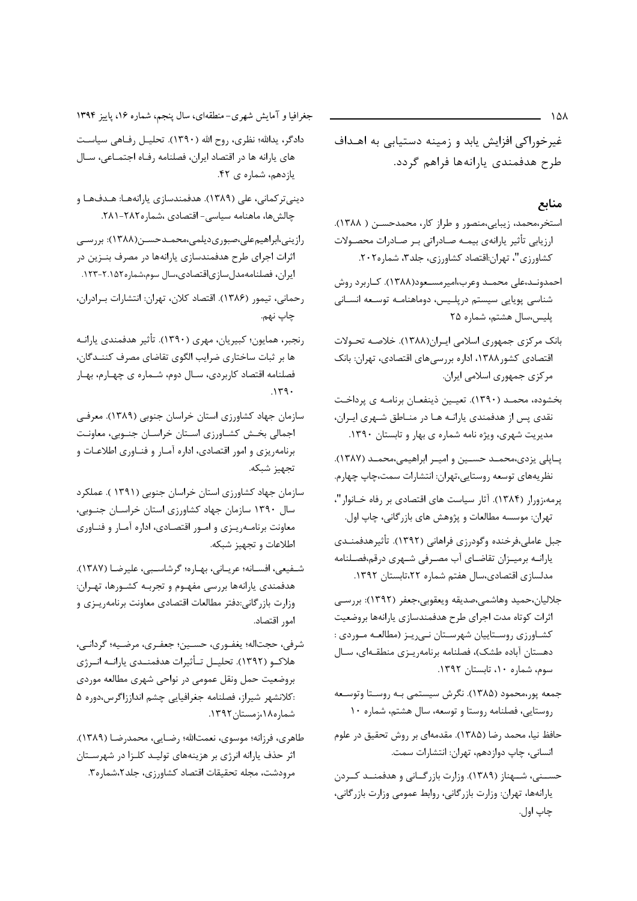غیرخوراکی افزایش یابد و زمینه دستیابی به اهداف طرح هدفمندی یارانه‌ها فراهم گردد.

## منابع

استخر،محمد، زیبایی،منصور و طراز کار، محمدحسن ( ۱۳۸۸). ارزیابی تأثیر یارانه‌ی بیمه صادراتی بر صادرات محصولات کشاورزی"، تهران:اقتصاد کشاورزی، جلد۳، شماره۲۰۲.

احمدوند،علی محمد وعرب،امیرمسعود(۱۳۸۸). کاربرد روش شناسی پویایی سیستم درپلیس، دوماهنامه توسعه انسانی پلیس،سال هشتم، شماره ۲۵

بانک مرکزی جمهوری اسلامی ایران(۱۳۸۸). خلاصه تحولات اقتصادی کشور۱۳۸۸، اداره بررسی‌های اقتصادی، تهران: بانک مرکزی جمهوری اسلامی ایران.

بخشوده، محمد (۱۳۹۰). تعیین ذینفعان برنامه ی پرداخت نقدی پس از هدفمندی یارانه ها در مناطق شهری ایران، مدیریت شهری، ویژه نامه شماره ی بهار و تابستان ۱۳۹۰.

پاپلی یزدی،محمد حسین و امیر ابراهیمی،محمد (۱۳۸۷). نظریه‌های توسعه روستایی،تهران: انتشارات سمت،چاپ چهارم.

پرمه،زورار (۱۳۸۴). آثار سیاست های اقتصادی بر رفاه خانوار"، تهران: موسسه مطالعات و پژوهش های بازرگانی، چاپ اول.

جبل عاملی،فرخنده وگودرزی فراهانی (۱۳۹۲). تأثیرهدفمندی یارانه برمیزان تقاضای آب مصرفی شهری درقم،فصلنامه مدلسازی اقتصادی،سال هفتم شماره ۲۲،تابستان ۱۳۹۲.

جلالیان،حمید وهاشمی،صدیقه ویعقوبی،جعفر (۱۳۹۲): بررسی اثرات کوتاه مدت اجرای طرح هدفمندسازی یارانه‌ها بروضعیت کشاورزی روستاییان شهرستان نی‌ریز (مطالعه موردی : دهستان آباده طشک)، فصلنامه برنامه‌ریزی منطقه‌ای، سال سوم، شماره ۱۰، تابستان ۱۳۹۲.

جمعه پور،محمود (۱۳۸۵). نگرش سیستمی به روستا وتوسعه روستایی، فصلنامه روستا و توسعه، سال هشتم، شماره ۱۰

حافظ نیا، محمد رضا (۱۳۸۵). مقدمه‌ای بر روش تحقیق در علوم انسانی، چاپ دوازدهم، تهران: انتشارات سمت.

حسنی، شهناز (۱۳۸۹). وزارت بازرگانی و هدفمند کردن یارانه‌ها، تهران: وزارت بازرگانی، روابط عمومی وزارت بازرگانی، چاپ اول.

دادگر، یدالله؛ نظری، روح الله (۱۳۹۰). تحلیل رفاهی سیاست های یارانه ها در اقتصاد ایران، فصلنامه رفاه اجتماعی، سال یازدهم، شماره ی ۴۲.

دینی‌ترکمانی، علی (۱۳۸۹). هدفمندسازی یارانه‌ها: هدف‌ها و چالش‌ها، ماهنامه سیاسی- اقتصادی ،شماره۲۸۲-۲۸۱.

رازینی،ابراهیم‌علی،صبوری‌دیلمی،محمدحسن(۱۳۸۸): بررسی اثرات اجرای طرح هدفمندسازی یارانه‌ها در مصرف بنزین در ایران، فصلنامه‌مدل‌سازی‌اقتصادی،سال سوم،شماره۲.۱۵۲-۱۲۳.

رحمانی، تیمور (۱۳۸۶). اقتصاد کلان، تهران: انتشارات برادران، چاپ نهم.

رنجبر، همایون؛ کبیریان، مهری (۱۳۹۰). تأثیر هدفمندی یارانه ها بر ثبات ساختاری ضرایب الگوی تقاضای مصرف کنندگان، فصلنامه اقتصاد کاربردی، سال دوم، شماره ی چهارم، بهار ۱۳۹۰.

سازمان جهاد کشاورزی استان خراسان جنوبی (۱۳۸۹). معرفی اجمالی بخش کشاورزی استان خراسان جنوبی، معاونت برنامه‌ریزی و امور اقتصادی، اداره آمار و فناوری اطلاعات و تجهیز شبکه.

سازمان جهاد کشاورزی استان خراسان جنوبی (۱۳۹۱ ). عملکرد سال ۱۳۹۰ سازمان جهاد کشاورزی استان خراسان جنوبی، معاونت برنامه‌ریزی و امور اقتصادی، اداره آمار و فناوری اطلاعات و تجهیز شبکه.

شفیعی، افسانه؛ عریانی، بهاره؛ گرشاسبی، علیرضا (۱۳۸۷). هدفمندی یارانه‌ها بررسی مفهوم و تجربه کشورها، تهران: وزارت بازرگانی:دفتر مطالعات اقتصادی معاونت برنامه‌ریزی و امور اقتصاد.

شرفی، حجت‌اله؛ یغفوری، حسین؛ جعفری، مرضیه؛ گردانی، هلاکو (۱۳۹۲). تحلیل تأثیرات هدفمندی یارانه انرژی بروضعیت حمل ونقل عمومی در نواحی شهری مطالعه موردی :کلانشهر شیراز، فصلنامه جغرافیایی چشم اندازگرس،دوره ۵ شماره۱۸،زمستان ۱۳۹۲.

طاهری، فرزانه؛ موسوی، نعمت‌الله؛ رضایی، محمدرضا (۱۳۸۹). اثر حذف یارانه انرژی بر هزینه‌های تولید کلزا در شهرستان مرودشت، مجله تحقیقات اقتصاد کشاورزی، جلد۲،شماره۳.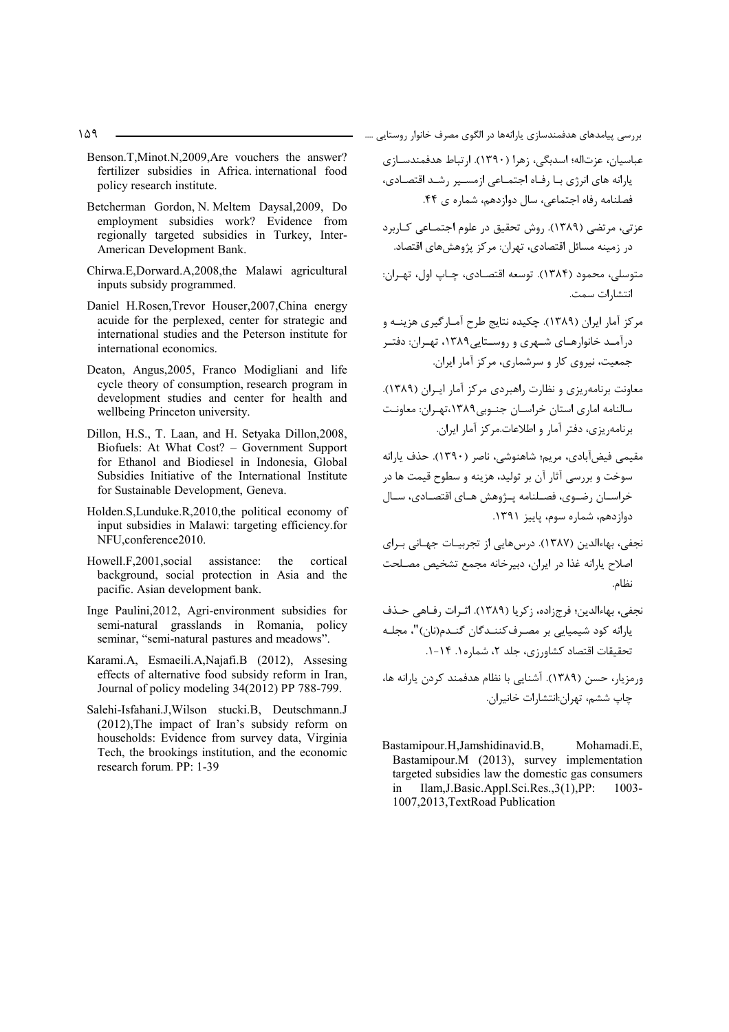عباسیان، عزت‌اله؛ اسدبگی، زهرا (۱۳۹۰). ارتباط هدفمندسازی یارانه های انرژی با رفاه اجتماعی ازمسیر رشد اقتصادی، فصلنامه رفاه اجتماعی، سال دوازدهم، شماره ی ۴۴.

عزتی، مرتضی (۱۳۸۹). روش تحقیق در علوم اجتماعی کاربرد در زمینه مسائل اقتصادی، تهران: مرکز پژوهش‌های اقتصاد.

متوسلی، محمود (۱۳۸۴). توسعه اقتصادی، چاپ اول، تهران: انتشارات سمت.

مرکز آمار ایران (۱۳۸۹). چکیده نتایج طرح آمارگیری هزینه و درآمد خانوارهای شهری و روستایی۱۳۸۹، تهران: دفتر جمعیت، نیروی کار و سرشماری، مرکز آمار ایران.

معاونت برنامه‌ریزی و نظارت راهبردی مرکز آمار ایران (۱۳۸۹). سالنامه اماری استان خراسان جنوبی۱۳۸۹،تهران: معاونت برنامه‌ریزی، دفتر آمار و اطلاعات.مرکز آمار ایران.

مقیمی فیض‌آبادی، مریم؛ شاهنوشی، ناصر (۱۳۹۰). حذف یارانه سوخت و بررسی آثار آن بر تولید، هزینه و سطوح قیمت ها در خراسان رضوی، فصلنامه پژوهش های اقتصادی، سال دوازدهم، شماره سوم، پاییز ۱۳۹۱.

نجفی، بهاءالدین (۱۳۸۷). درس‌هایی از تجربیات جهانی برای اصلاح یارانه غذا در ایران، دبیرخانه مجمع تشخیص مصلحت نظام.

نجفی، بهاءالدین؛ فرج‌زاده، زکریا (۱۳۸۹). اثرات رفاهی حذف یارانه کود شیمیایی بر مصرف‌کنندگان گندم(نان)"، مجله تحقیقات اقتصاد کشاورزی، جلد ۲، شماره۱. ۱۴-۱.

ورمزیار، حسن (۱۳۸۹). آشنایی با نظام هدفمند کردن یارانه ها، چاپ ششم، تهران:انتشارات خانیران.

Bastamipour.H,Jamshidinavid.B, Mohamadi.E, Bastamipour.M (2013), survey implementation targeted subsidies law the domestic gas consumers in Ilam,J.Basic.Appl.Sci.Res.,3(1),PP: 1003-1007,2013,TextRoad Publication

Benson.T,Minot.N,2009,Are vouchers the answer? fertilizer subsidies in Africa. international food policy research institute.

Betcherman Gordon, N. Meltem Daysal,2009, Do employment subsidies work? Evidence from regionally targeted subsidies in Turkey, Inter-American Development Bank.

Chirwa.E,Dorward.A,2008,the Malawi agricultural inputs subsidy programmed.

Daniel H.Rosen,Trevor Houser,2007,China energy acuide for the perplexed, center for strategic and international studies and the Peterson institute for international economics.

Deaton, Angus,2005, Franco Modigliani and life cycle theory of consumption, research program in development studies and center for health and wellbeing Princeton university.

Dillon, H.S., T. Laan, and H. Setyaka Dillon,2008, Biofuels: At What Cost? – Government Support for Ethanol and Biodiesel in Indonesia, Global Subsidies Initiative of the International Institute for Sustainable Development, Geneva.

Holden.S,Lunduke.R,2010,the political economy of input subsidies in Malawi: targeting efficiency.for NFU,conference2010.

Howell.F,2001,social assistance: the cortical background, social protection in Asia and the pacific. Asian development bank.

Inge Paulini,2012, Agri-environment subsidies for semi-natural grasslands in Romania, policy seminar, "semi-natural pastures and meadows".

Karami.A, Esmaeili.A,Najafi.B (2012), Assesing effects of alternative food subsidy reform in Iran, Journal of policy modeling 34(2012) PP 788-799.

Salehi-Isfahani.J,Wilson stucki.B, Deutschmann.J (2012),The impact of Iran's subsidy reform on households: Evidence from survey data, Virginia Tech, the brookings institution, and the economic research forum. PP: 1-39